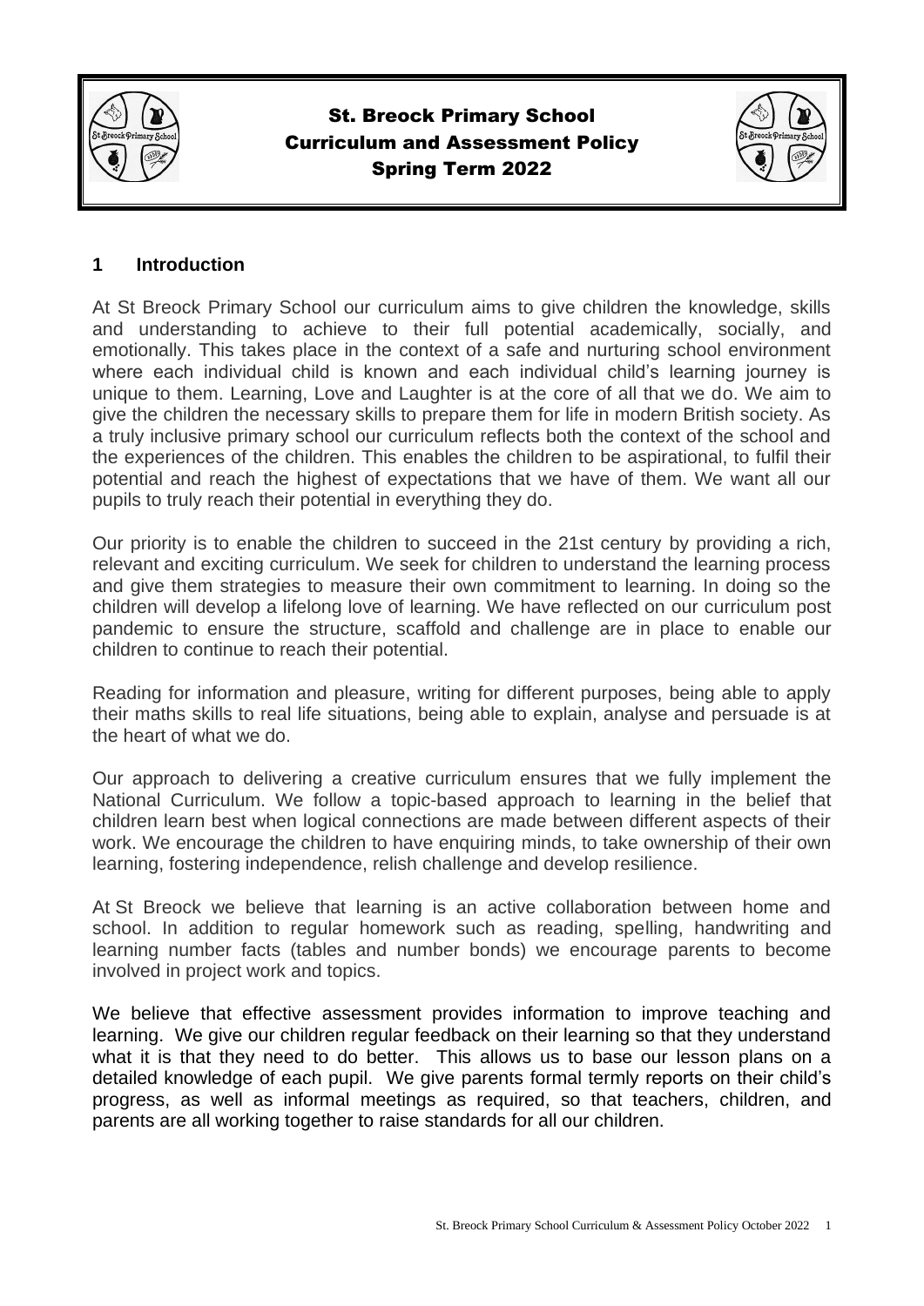# St. Breock Primary School
# Curriculum and Assessment Policy
# Spring Term 2022

## 1 Introduction

At St Breock Primary School our curriculum aims to give children the knowledge, skills and understanding to achieve to their full potential academically, socially, and emotionally. This takes place in the context of a safe and nurturing school environment where each individual child is known and each individual child's learning journey is unique to them. Learning, Love and Laughter is at the core of all that we do. We aim to give the children the necessary skills to prepare them for life in modern British society. As a truly inclusive primary school our curriculum reflects both the context of the school and the experiences of the children. This enables the children to be aspirational, to fulfil their potential and reach the highest of expectations that we have of them. We want all our pupils to truly reach their potential in everything they do.

Our priority is to enable the children to succeed in the 21st century by providing a rich, relevant and exciting curriculum. We seek for children to understand the learning process and give them strategies to measure their own commitment to learning. In doing so the children will develop a lifelong love of learning. We have reflected on our curriculum post pandemic to ensure the structure, scaffold and challenge are in place to enable our children to continue to reach their potential.

Reading for information and pleasure, writing for different purposes, being able to apply their maths skills to real life situations, being able to explain, analyse and persuade is at the heart of what we do.

Our approach to delivering a creative curriculum ensures that we fully implement the National Curriculum. We follow a topic-based approach to learning in the belief that children learn best when logical connections are made between different aspects of their work. We encourage the children to have enquiring minds, to take ownership of their own learning, fostering independence, relish challenge and develop resilience.

At St Breock we believe that learning is an active collaboration between home and school. In addition to regular homework such as reading, spelling, handwriting and learning number facts (tables and number bonds) we encourage parents to become involved in project work and topics.

We believe that effective assessment provides information to improve teaching and learning. We give our children regular feedback on their learning so that they understand what it is that they need to do better. This allows us to base our lesson plans on a detailed knowledge of each pupil. We give parents formal termly reports on their child's progress, as well as informal meetings as required, so that teachers, children, and parents are all working together to raise standards for all our children.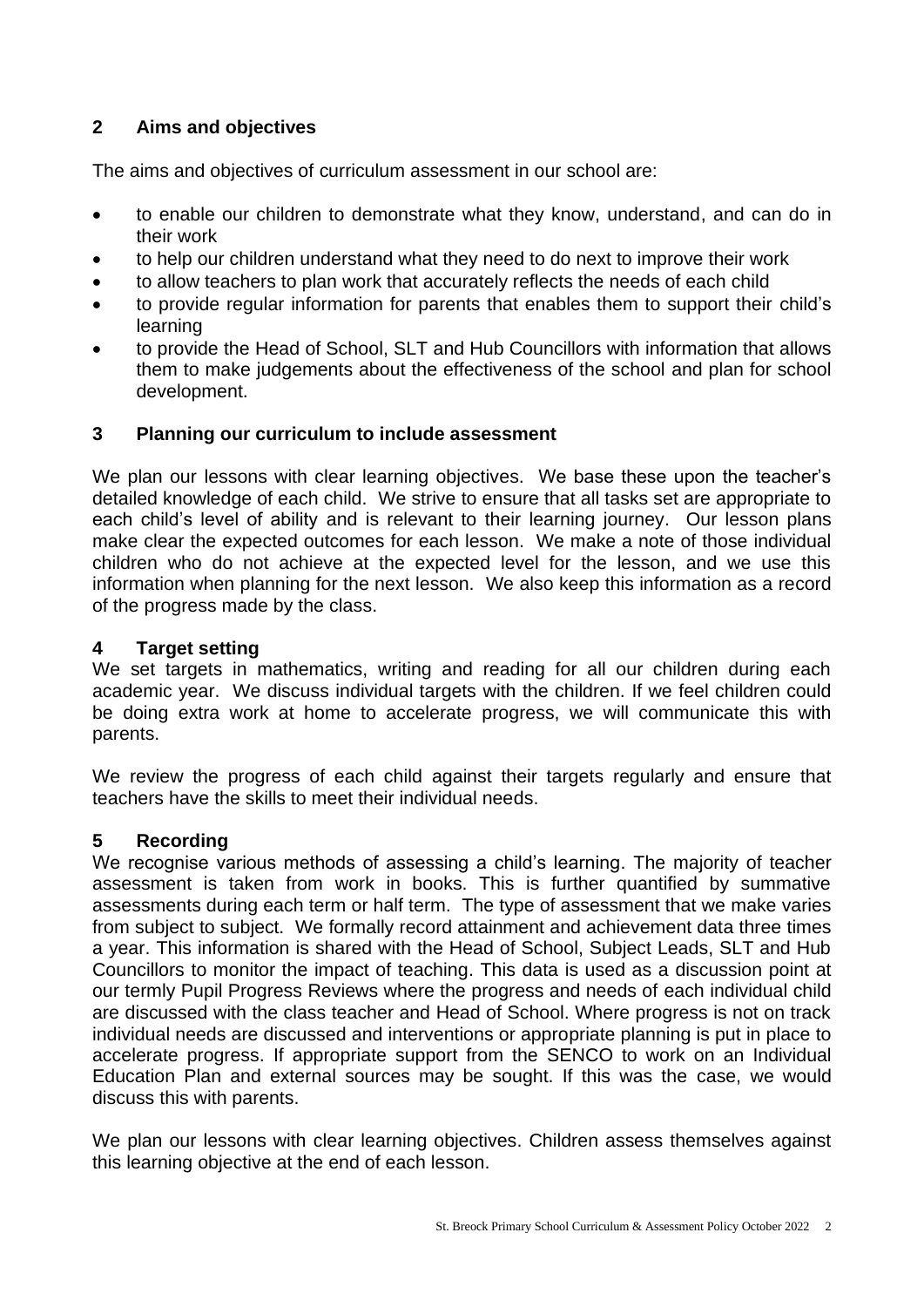## 2 Aims and objectives

The aims and objectives of curriculum assessment in our school are:

- to enable our children to demonstrate what they know, understand, and can do in their work
- to help our children understand what they need to do next to improve their work
- to allow teachers to plan work that accurately reflects the needs of each child
- to provide regular information for parents that enables them to support their child's learning
- to provide the Head of School, SLT and Hub Councillors with information that allows them to make judgements about the effectiveness of the school and plan for school development.

## 3 Planning our curriculum to include assessment

We plan our lessons with clear learning objectives. We base these upon the teacher's detailed knowledge of each child. We strive to ensure that all tasks set are appropriate to each child's level of ability and is relevant to their learning journey. Our lesson plans make clear the expected outcomes for each lesson. We make a note of those individual children who do not achieve at the expected level for the lesson, and we use this information when planning for the next lesson. We also keep this information as a record of the progress made by the class.

## 4 Target setting

We set targets in mathematics, writing and reading for all our children during each academic year. We discuss individual targets with the children. If we feel children could be doing extra work at home to accelerate progress, we will communicate this with parents.

We review the progress of each child against their targets regularly and ensure that teachers have the skills to meet their individual needs.

## 5 Recording

We recognise various methods of assessing a child's learning. The majority of teacher assessment is taken from work in books. This is further quantified by summative assessments during each term or half term. The type of assessment that we make varies from subject to subject. We formally record attainment and achievement data three times a year. This information is shared with the Head of School, Subject Leads, SLT and Hub Councillors to monitor the impact of teaching. This data is used as a discussion point at our termly Pupil Progress Reviews where the progress and needs of each individual child are discussed with the class teacher and Head of School. Where progress is not on track individual needs are discussed and interventions or appropriate planning is put in place to accelerate progress. If appropriate support from the SENCO to work on an Individual Education Plan and external sources may be sought. If this was the case, we would discuss this with parents.

We plan our lessons with clear learning objectives. Children assess themselves against this learning objective at the end of each lesson.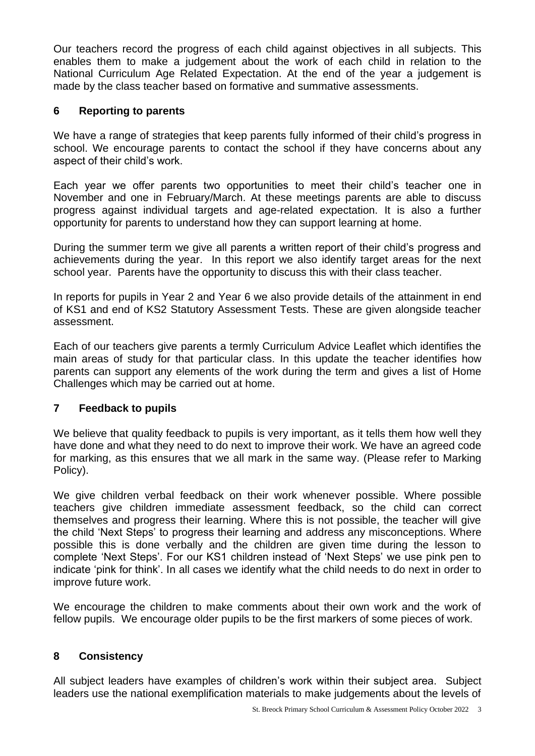Our teachers record the progress of each child against objectives in all subjects. This enables them to make a judgement about the work of each child in relation to the National Curriculum Age Related Expectation. At the end of the year a judgement is made by the class teacher based on formative and summative assessments.

## 6 Reporting to parents

We have a range of strategies that keep parents fully informed of their child's progress in school. We encourage parents to contact the school if they have concerns about any aspect of their child's work.

Each year we offer parents two opportunities to meet their child's teacher one in November and one in February/March. At these meetings parents are able to discuss progress against individual targets and age-related expectation. It is also a further opportunity for parents to understand how they can support learning at home.

During the summer term we give all parents a written report of their child's progress and achievements during the year. In this report we also identify target areas for the next school year. Parents have the opportunity to discuss this with their class teacher.

In reports for pupils in Year 2 and Year 6 we also provide details of the attainment in end of KS1 and end of KS2 Statutory Assessment Tests. These are given alongside teacher assessment.

Each of our teachers give parents a termly Curriculum Advice Leaflet which identifies the main areas of study for that particular class. In this update the teacher identifies how parents can support any elements of the work during the term and gives a list of Home Challenges which may be carried out at home.

## 7 Feedback to pupils

We believe that quality feedback to pupils is very important, as it tells them how well they have done and what they need to do next to improve their work. We have an agreed code for marking, as this ensures that we all mark in the same way. (Please refer to Marking Policy).

We give children verbal feedback on their work whenever possible. Where possible teachers give children immediate assessment feedback, so the child can correct themselves and progress their learning. Where this is not possible, the teacher will give the child 'Next Steps' to progress their learning and address any misconceptions. Where possible this is done verbally and the children are given time during the lesson to complete 'Next Steps'. For our KS1 children instead of 'Next Steps' we use pink pen to indicate 'pink for think'. In all cases we identify what the child needs to do next in order to improve future work.

We encourage the children to make comments about their own work and the work of fellow pupils. We encourage older pupils to be the first markers of some pieces of work.

## 8 Consistency

All subject leaders have examples of children's work within their subject area. Subject leaders use the national exemplification materials to make judgements about the levels of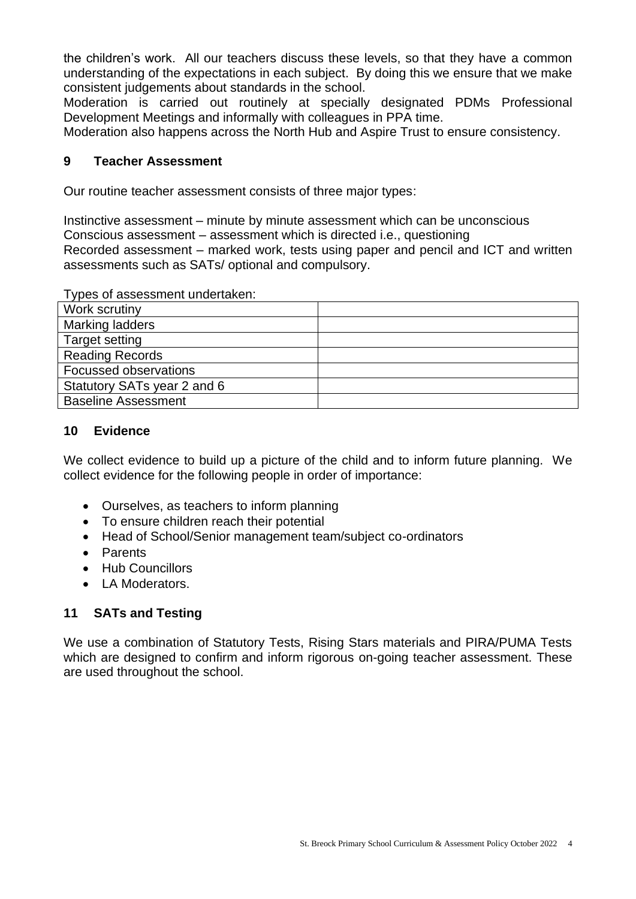the children's work. All our teachers discuss these levels, so that they have a common understanding of the expectations in each subject. By doing this we ensure that we make consistent judgements about standards in the school.
Moderation is carried out routinely at specially designated PDMs Professional Development Meetings and informally with colleagues in PPA time.
Moderation also happens across the North Hub and Aspire Trust to ensure consistency.

## 9 Teacher Assessment

Our routine teacher assessment consists of three major types:

Instinctive assessment – minute by minute assessment which can be unconscious
Conscious assessment – assessment which is directed i.e., questioning
Recorded assessment – marked work, tests using paper and pencil and ICT and written assessments such as SATs/ optional and compulsory.

Types of assessment undertaken:

| | |
|---|---|
| Work scrutiny | |
| Marking ladders | |
| Target setting | |
| Reading Records | |
| Focussed observations | |
| Statutory SATs year 2 and 6 | |
| Baseline Assessment | |

## 10 Evidence

We collect evidence to build up a picture of the child and to inform future planning. We collect evidence for the following people in order of importance:

- Ourselves, as teachers to inform planning
- To ensure children reach their potential
- Head of School/Senior management team/subject co-ordinators
- Parents
- Hub Councillors
- LA Moderators.

## 11 SATs and Testing

We use a combination of Statutory Tests, Rising Stars materials and PIRA/PUMA Tests which are designed to confirm and inform rigorous on-going teacher assessment. These are used throughout the school.